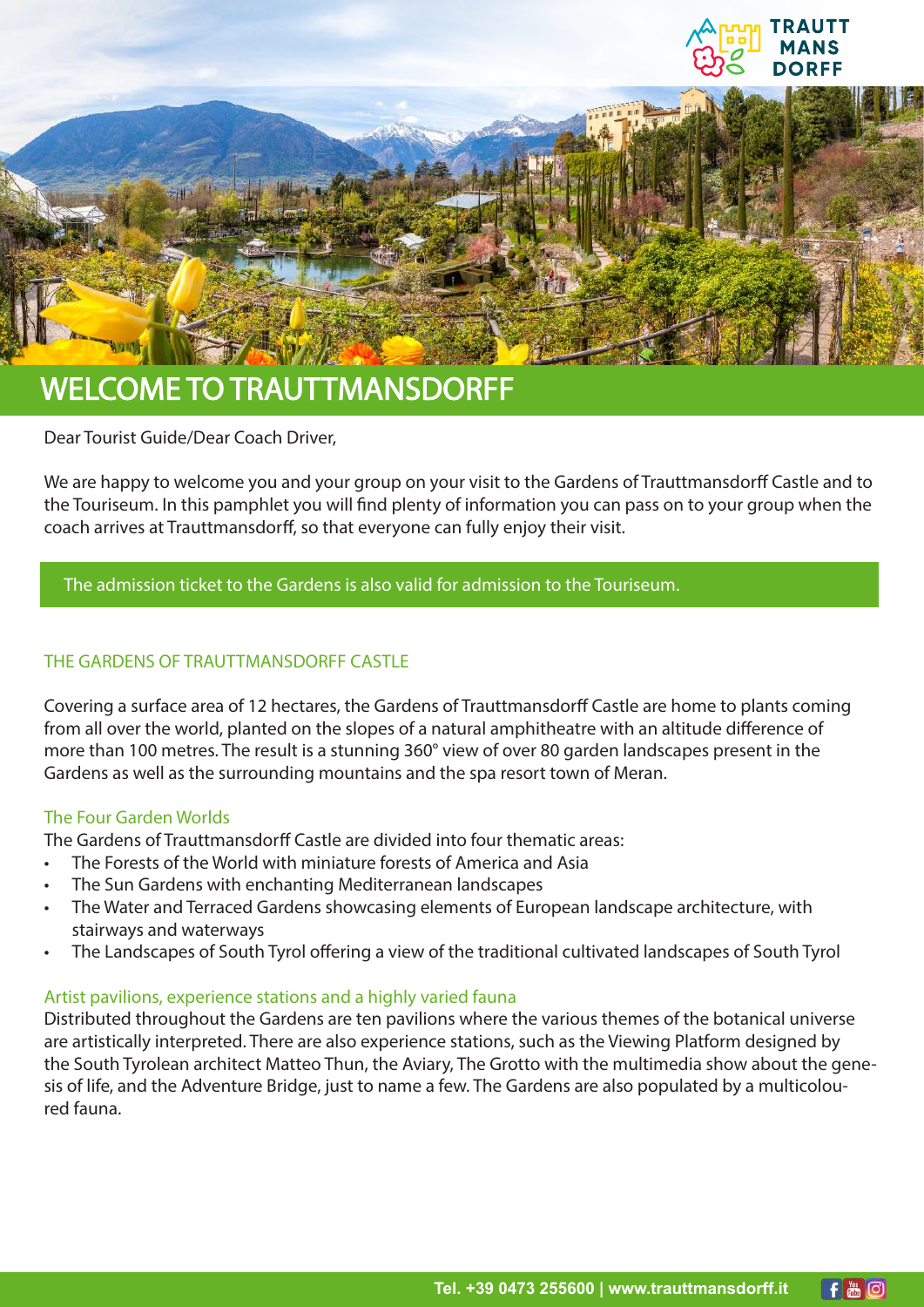# WELCOME TO TRAUTTMANSDORFF

Dear Tourist Guide/Dear Coach Driver,

We are happy to welcome you and your group on your visit to the Gardens of Trauttmansdorff Castle and to the Touriseum. In this pamphlet you will find plenty of information you can pass on to your group when the coach arrives at Trauttmansdorff, so that everyone can fully enjoy their visit.

The admission ticket to the Gardens is also valid for admission to the Touriseum.

## THE GARDENS OF TRAUTTMANSDORFF CASTLE

Covering a surface area of 12 hectares, the Gardens of Trauttmansdorff Castle are home to plants coming from all over the world, planted on the slopes of a natural amphitheatre with an altitude difference of more than 100 metres. The result is a stunning 360° view of over 80 garden landscapes present in the Gardens as well as the surrounding mountains and the spa resort town of Meran.

### The Four Garden Worlds

The Gardens of Trauttmansdorff Castle are divided into four thematic areas:

- The Forests of the World with miniature forests of America and Asia
- The Sun Gardens with enchanting Mediterranean landscapes
- The Water and Terraced Gardens showcasing elements of European landscape architecture, with stairways and waterways
- The Landscapes of South Tyrol offering a view of the traditional cultivated landscapes of South Tyrol

### Artist pavilions, experience stations and a highly varied fauna

Distributed throughout the Gardens are ten pavilions where the various themes of the botanical universe are artistically interpreted. There are also experience stations, such as the Viewing Platform designed by the South Tyrolean architect Matteo Thun, the Aviary, The Grotto with the multimedia show about the genesis of life, and the Adventure Bridge, just to name a few. The Gardens are also populated by a multicoloured fauna.

Tel. +39 0473 255600 | www.trauttmansdorff.it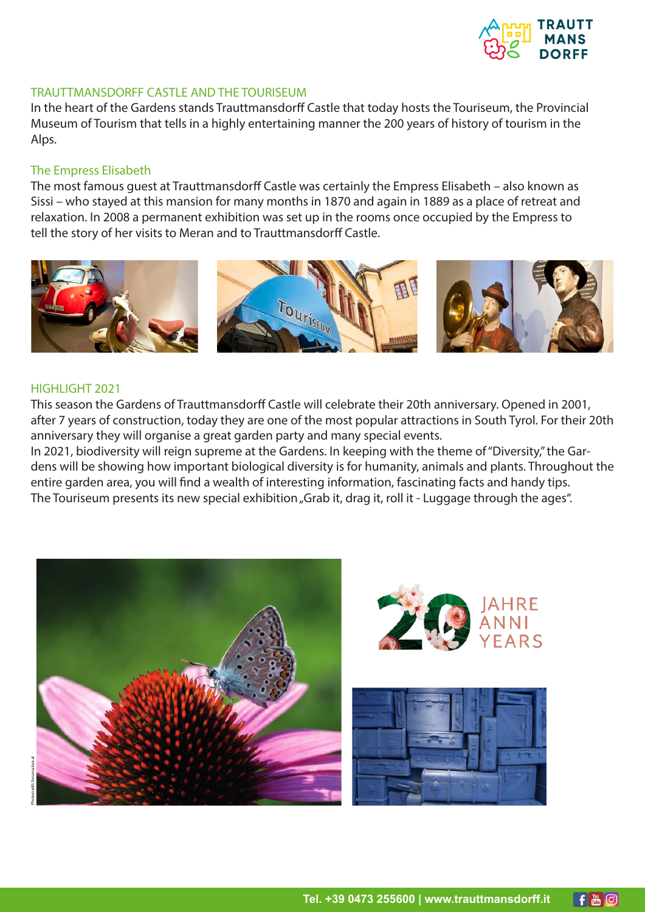## TRAUTTMANSDORFF CASTLE AND THE TOURISEUM

In the heart of the Gardens stands Trauttmansdorff Castle that today hosts the Touriseum, the Provincial Museum of Tourism that tells in a highly entertaining manner the 200 years of history of tourism in the Alps.

### The Empress Elisabeth

The most famous guest at Trauttmansdorff Castle was certainly the Empress Elisabeth – also known as Sissi – who stayed at this mansion for many months in 1870 and again in 1889 as a place of retreat and relaxation. In 2008 a permanent exhibition was set up in the rooms once occupied by the Empress to tell the story of her visits to Meran and to Trauttmansdorff Castle.

## HIGHLIGHT 2021

This season the Gardens of Trauttmansdorff Castle will celebrate their 20th anniversary. Opened in 2001, after 7 years of construction, today they are one of the most popular attractions in South Tyrol. For their 20th anniversary they will organise a great garden party and many special events.

In 2021, biodiversity will reign supreme at the Gardens. In keeping with the theme of "Diversity," the Gardens will be showing how important biological diversity is for humanity, animals and plants. Throughout the entire garden area, you will find a wealth of interesting information, fascinating facts and handy tips.

The Touriseum presents its new special exhibition „Grab it, drag it, roll it - Luggage through the ages".

Tel. +39 0473 255600 | www.trauttmansdorff.it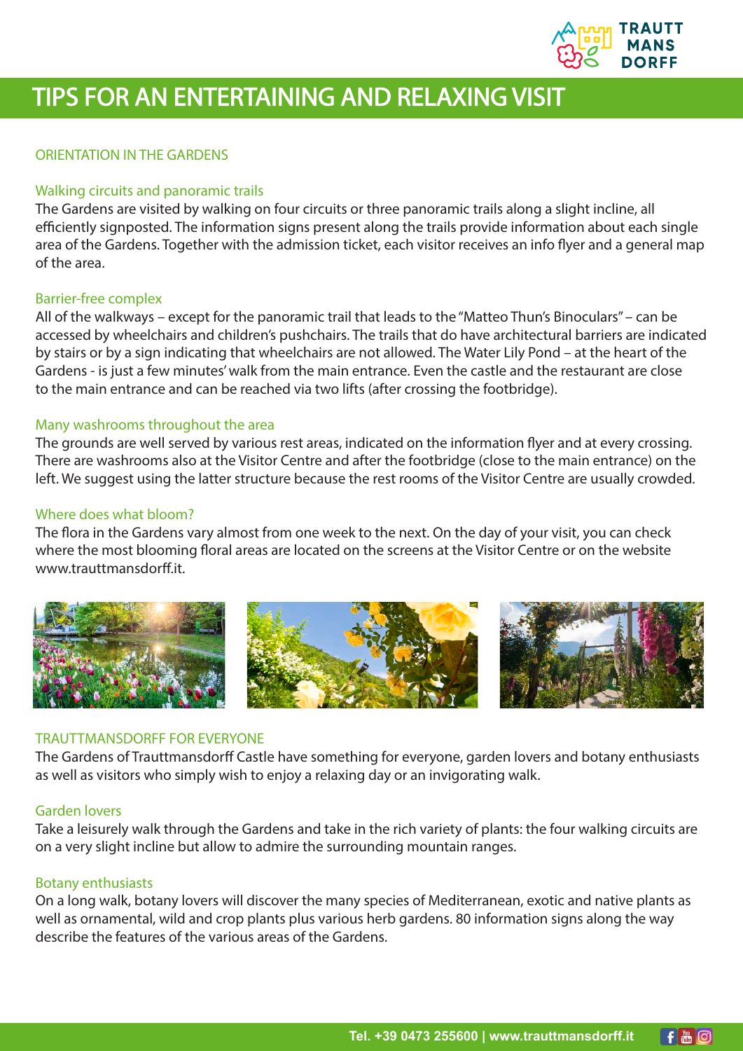# TIPS FOR AN ENTERTAINING AND RELAXING VISIT

## ORIENTATION IN THE GARDENS

### Walking circuits and panoramic trails

The Gardens are visited by walking on four circuits or three panoramic trails along a slight incline, all efficiently signposted. The information signs present along the trails provide information about each single area of the Gardens. Together with the admission ticket, each visitor receives an info flyer and a general map of the area.

### Barrier-free complex

All of the walkways – except for the panoramic trail that leads to the "Matteo Thun's Binoculars" – can be accessed by wheelchairs and children's pushchairs. The trails that do have architectural barriers are indicated by stairs or by a sign indicating that wheelchairs are not allowed. The Water Lily Pond – at the heart of the Gardens - is just a few minutes' walk from the main entrance. Even the castle and the restaurant are close to the main entrance and can be reached via two lifts (after crossing the footbridge).

### Many washrooms throughout the area

The grounds are well served by various rest areas, indicated on the information flyer and at every crossing. There are washrooms also at the Visitor Centre and after the footbridge (close to the main entrance) on the left. We suggest using the latter structure because the rest rooms of the Visitor Centre are usually crowded.

### Where does what bloom?

The flora in the Gardens vary almost from one week to the next. On the day of your visit, you can check where the most blooming floral areas are located on the screens at the Visitor Centre or on the website www.trauttmansdorff.it.

## TRAUTTMANSDORFF FOR EVERYONE

The Gardens of Trauttmansdorff Castle have something for everyone, garden lovers and botany enthusiasts as well as visitors who simply wish to enjoy a relaxing day or an invigorating walk.

### Garden lovers

Take a leisurely walk through the Gardens and take in the rich variety of plants: the four walking circuits are on a very slight incline but allow to admire the surrounding mountain ranges.

### Botany enthusiasts

On a long walk, botany lovers will discover the many species of Mediterranean, exotic and native plants as well as ornamental, wild and crop plants plus various herb gardens. 80 information signs along the way describe the features of the various areas of the Gardens.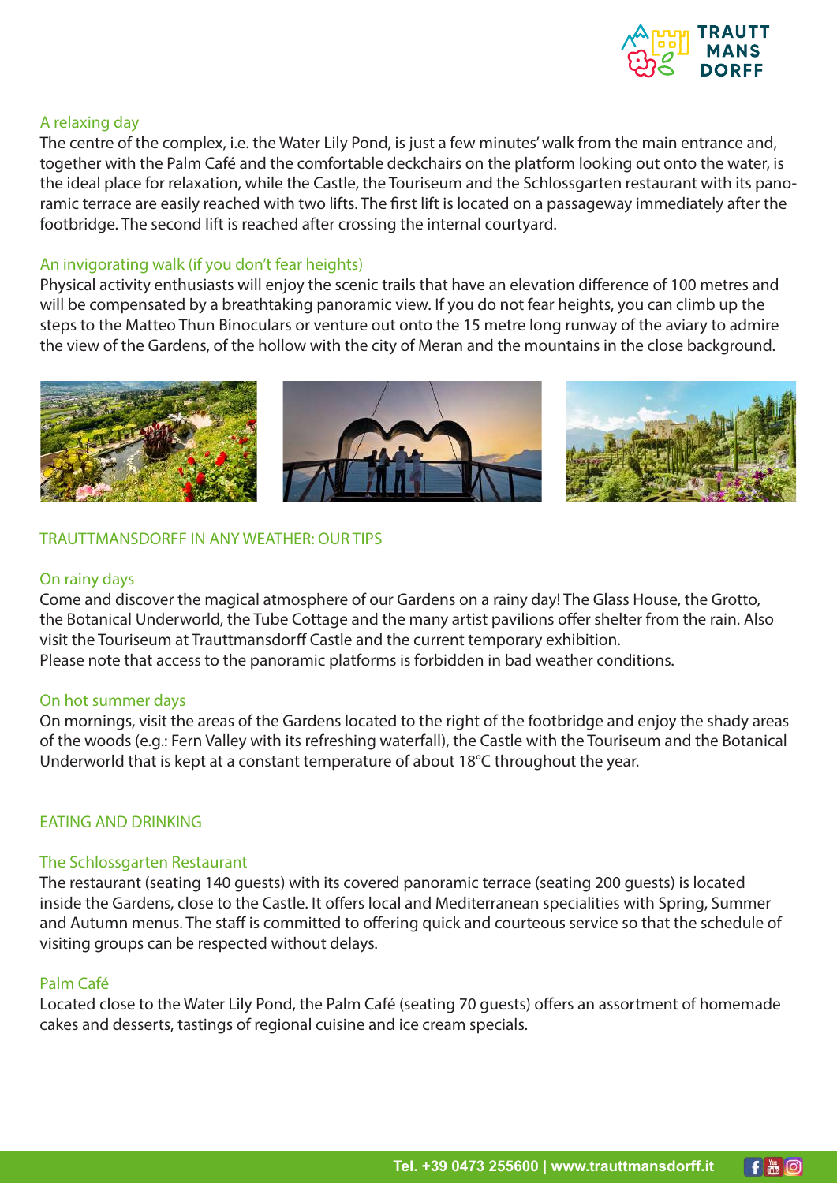### A relaxing day

The centre of the complex, i.e. the Water Lily Pond, is just a few minutes' walk from the main entrance and, together with the Palm Café and the comfortable deckchairs on the platform looking out onto the water, is the ideal place for relaxation, while the Castle, the Touriseum and the Schlossgarten restaurant with its panoramic terrace are easily reached with two lifts. The first lift is located on a passageway immediately after the footbridge. The second lift is reached after crossing the internal courtyard.

### An invigorating walk (if you don't fear heights)

Physical activity enthusiasts will enjoy the scenic trails that have an elevation difference of 100 metres and will be compensated by a breathtaking panoramic view. If you do not fear heights, you can climb up the steps to the Matteo Thun Binoculars or venture out onto the 15 metre long runway of the aviary to admire the view of the Gardens, of the hollow with the city of Meran and the mountains in the close background.

## TRAUTTMANSDORFF IN ANY WEATHER: OUR TIPS

### On rainy days

Come and discover the magical atmosphere of our Gardens on a rainy day! The Glass House, the Grotto, the Botanical Underworld, the Tube Cottage and the many artist pavilions offer shelter from the rain. Also visit the Touriseum at Trauttmansdorff Castle and the current temporary exhibition.
Please note that access to the panoramic platforms is forbidden in bad weather conditions.

### On hot summer days

On mornings, visit the areas of the Gardens located to the right of the footbridge and enjoy the shady areas of the woods (e.g.: Fern Valley with its refreshing waterfall), the Castle with the Touriseum and the Botanical Underworld that is kept at a constant temperature of about 18°C throughout the year.

## EATING AND DRINKING

### The Schlossgarten Restaurant

The restaurant (seating 140 guests) with its covered panoramic terrace (seating 200 guests) is located inside the Gardens, close to the Castle. It offers local and Mediterranean specialities with Spring, Summer and Autumn menus. The staff is committed to offering quick and courteous service so that the schedule of visiting groups can be respected without delays.

### Palm Café

Located close to the Water Lily Pond, the Palm Café (seating 70 guests) offers an assortment of homemade cakes and desserts, tastings of regional cuisine and ice cream specials.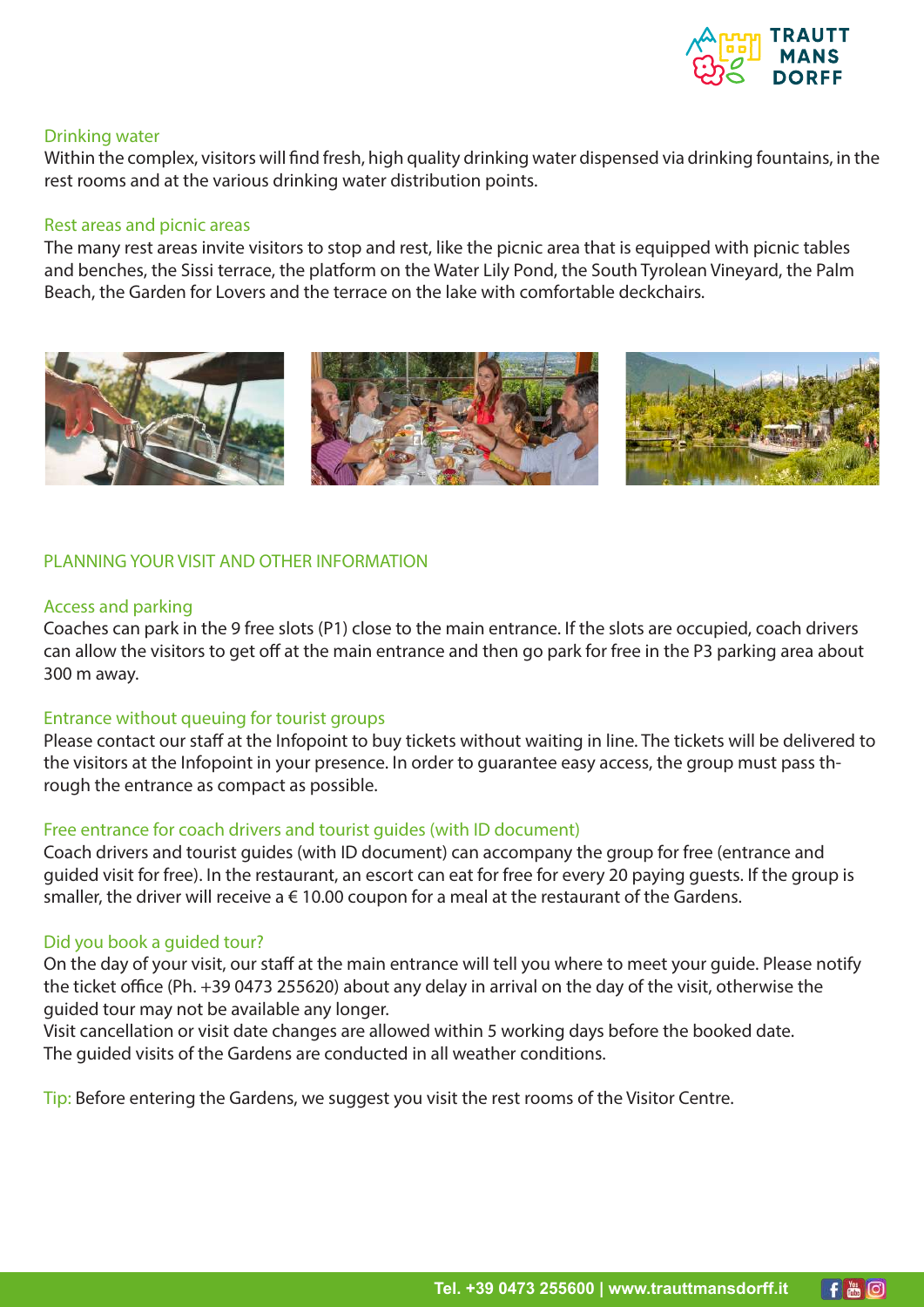### Drinking water

Within the complex, visitors will find fresh, high quality drinking water dispensed via drinking fountains, in the rest rooms and at the various drinking water distribution points.

### Rest areas and picnic areas

The many rest areas invite visitors to stop and rest, like the picnic area that is equipped with picnic tables and benches, the Sissi terrace, the platform on the Water Lily Pond, the South Tyrolean Vineyard, the Palm Beach, the Garden for Lovers and the terrace on the lake with comfortable deckchairs.

## PLANNING YOUR VISIT AND OTHER INFORMATION

### Access and parking

Coaches can park in the 9 free slots (P1) close to the main entrance. If the slots are occupied, coach drivers can allow the visitors to get off at the main entrance and then go park for free in the P3 parking area about 300 m away.

### Entrance without queuing for tourist groups

Please contact our staff at the Infopoint to buy tickets without waiting in line. The tickets will be delivered to the visitors at the Infopoint in your presence. In order to guarantee easy access, the group must pass through the entrance as compact as possible.

### Free entrance for coach drivers and tourist guides (with ID document)

Coach drivers and tourist guides (with ID document) can accompany the group for free (entrance and guided visit for free). In the restaurant, an escort can eat for free for every 20 paying guests. If the group is smaller, the driver will receive a € 10.00 coupon for a meal at the restaurant of the Gardens.

### Did you book a guided tour?

On the day of your visit, our staff at the main entrance will tell you where to meet your guide. Please notify the ticket office (Ph. +39 0473 255620) about any delay in arrival on the day of the visit, otherwise the guided tour may not be available any longer.
Visit cancellation or visit date changes are allowed within 5 working days before the booked date.
The guided visits of the Gardens are conducted in all weather conditions.

Tip: Before entering the Gardens, we suggest you visit the rest rooms of the Visitor Centre.

**Tel. +39 0473 255600 | www.trauttmansdorff.it**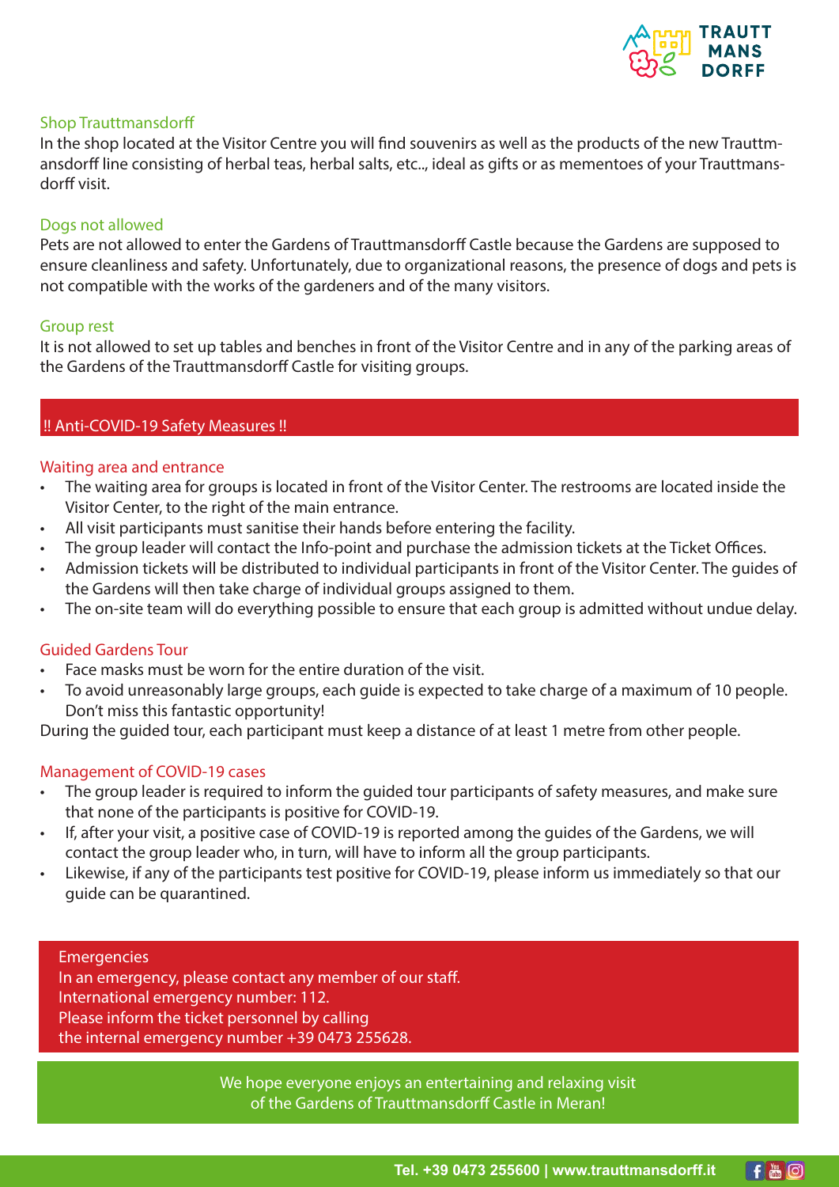### Shop Trauttmansdorff

In the shop located at the Visitor Centre you will find souvenirs as well as the products of the new Trauttmansdorff line consisting of herbal teas, herbal salts, etc.., ideal as gifts or as mementoes of your Trauttmansdorff visit.

### Dogs not allowed

Pets are not allowed to enter the Gardens of Trauttmansdorff Castle because the Gardens are supposed to ensure cleanliness and safety. Unfortunately, due to organizational reasons, the presence of dogs and pets is not compatible with the works of the gardeners and of the many visitors.

### Group rest

It is not allowed to set up tables and benches in front of the Visitor Centre and in any of the parking areas of the Gardens of the Trauttmansdorff Castle for visiting groups.

## !! Anti-COVID-19 Safety Measures !!

### Waiting area and entrance

- The waiting area for groups is located in front of the Visitor Center. The restrooms are located inside the Visitor Center, to the right of the main entrance.
- All visit participants must sanitise their hands before entering the facility.
- The group leader will contact the Info-point and purchase the admission tickets at the Ticket Offices.
- Admission tickets will be distributed to individual participants in front of the Visitor Center. The guides of the Gardens will then take charge of individual groups assigned to them.
- The on-site team will do everything possible to ensure that each group is admitted without undue delay.

### Guided Gardens Tour

- Face masks must be worn for the entire duration of the visit.
- To avoid unreasonably large groups, each guide is expected to take charge of a maximum of 10 people. Don't miss this fantastic opportunity!

During the guided tour, each participant must keep a distance of at least 1 metre from other people.

### Management of COVID-19 cases

- The group leader is required to inform the guided tour participants of safety measures, and make sure that none of the participants is positive for COVID-19.
- If, after your visit, a positive case of COVID-19 is reported among the guides of the Gardens, we will contact the group leader who, in turn, will have to inform all the group participants.
- Likewise, if any of the participants test positive for COVID-19, please inform us immediately so that our guide can be quarantined.

### Emergencies

In an emergency, please contact any member of our staff.
International emergency number: 112.
Please inform the ticket personnel by calling
the internal emergency number +39 0473 255628.

We hope everyone enjoys an entertaining and relaxing visit
of the Gardens of Trauttmansdorff Castle in Meran!

**Tel. +39 0473 255600 | www.trauttmansdorff.it**